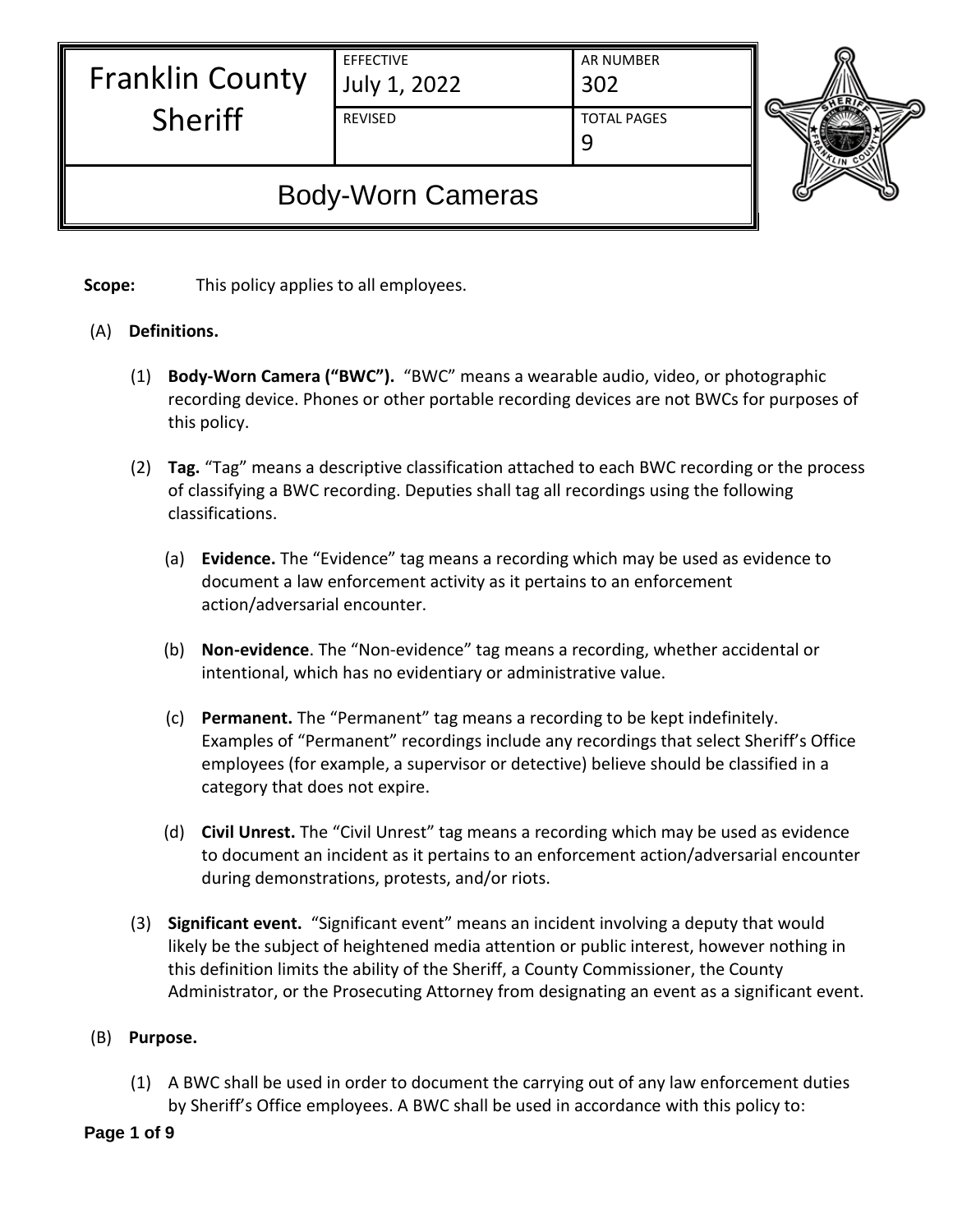| Franklin County Sheriff | EFFECTIVE<br>July 1, 2022 | AR NUMBER<br>302 |
|---|---|---|
| | REVISED | TOTAL PAGES<br>9 |

# Body-Worn Cameras

**Scope:** This policy applies to all employees.

(A) **Definitions.**

(1) **Body-Worn Camera ("BWC").** "BWC" means a wearable audio, video, or photographic recording device. Phones or other portable recording devices are not BWCs for purposes of this policy.

(2) **Tag.** "Tag" means a descriptive classification attached to each BWC recording or the process of classifying a BWC recording. Deputies shall tag all recordings using the following classifications.

(a) **Evidence.** The "Evidence" tag means a recording which may be used as evidence to document a law enforcement activity as it pertains to an enforcement action/adversarial encounter.

(b) **Non-evidence**. The "Non-evidence" tag means a recording, whether accidental or intentional, which has no evidentiary or administrative value.

(c) **Permanent.** The "Permanent" tag means a recording to be kept indefinitely. Examples of "Permanent" recordings include any recordings that select Sheriff's Office employees (for example, a supervisor or detective) believe should be classified in a category that does not expire.

(d) **Civil Unrest.** The "Civil Unrest" tag means a recording which may be used as evidence to document an incident as it pertains to an enforcement action/adversarial encounter during demonstrations, protests, and/or riots.

(3) **Significant event.** "Significant event" means an incident involving a deputy that would likely be the subject of heightened media attention or public interest, however nothing in this definition limits the ability of the Sheriff, a County Commissioner, the County Administrator, or the Prosecuting Attorney from designating an event as a significant event.

(B) **Purpose.**

(1) A BWC shall be used in order to document the carrying out of any law enforcement duties by Sheriff's Office employees. A BWC shall be used in accordance with this policy to: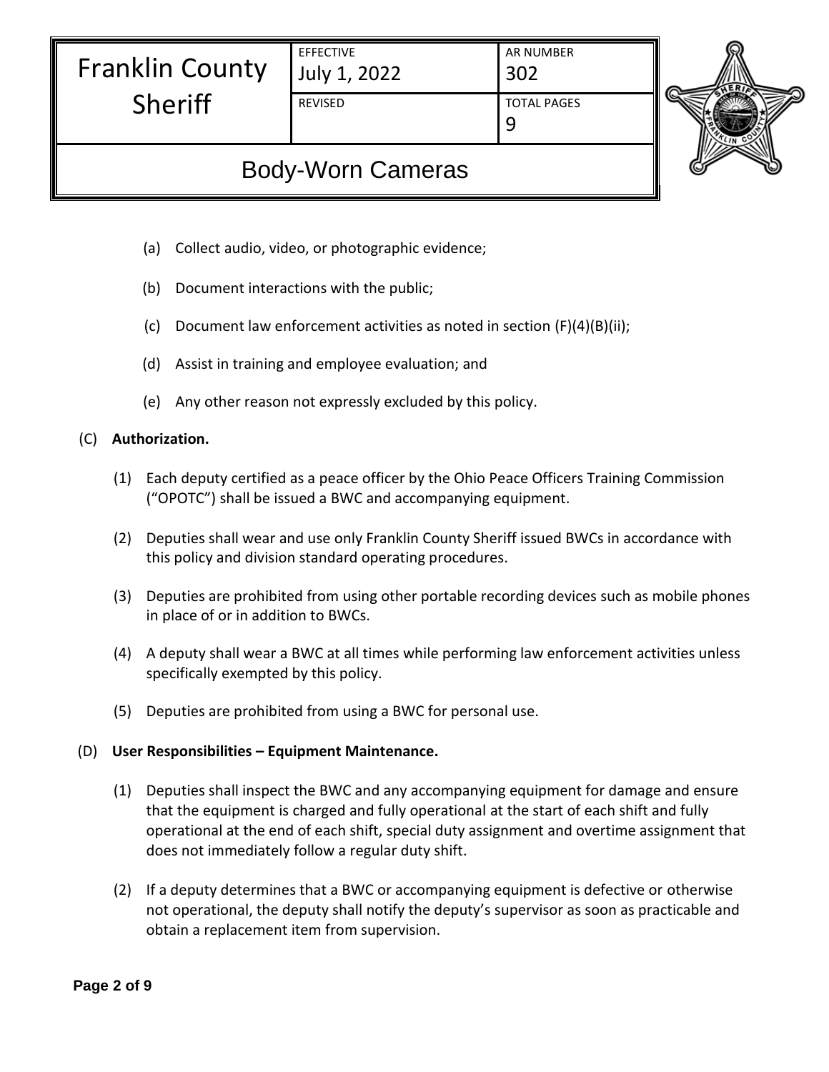(a) Collect audio, video, or photographic evidence;

(b) Document interactions with the public;

(c) Document law enforcement activities as noted in section (F)(4)(B)(ii);

(d) Assist in training and employee evaluation; and

(e) Any other reason not expressly excluded by this policy.

(C) **Authorization.**

(1) Each deputy certified as a peace officer by the Ohio Peace Officers Training Commission ("OPOTC") shall be issued a BWC and accompanying equipment.

(2) Deputies shall wear and use only Franklin County Sheriff issued BWCs in accordance with this policy and division standard operating procedures.

(3) Deputies are prohibited from using other portable recording devices such as mobile phones in place of or in addition to BWCs.

(4) A deputy shall wear a BWC at all times while performing law enforcement activities unless specifically exempted by this policy.

(5) Deputies are prohibited from using a BWC for personal use.

(D) **User Responsibilities – Equipment Maintenance.**

(1) Deputies shall inspect the BWC and any accompanying equipment for damage and ensure that the equipment is charged and fully operational at the start of each shift and fully operational at the end of each shift, special duty assignment and overtime assignment that does not immediately follow a regular duty shift.

(2) If a deputy determines that a BWC or accompanying equipment is defective or otherwise not operational, the deputy shall notify the deputy's supervisor as soon as practicable and obtain a replacement item from supervision.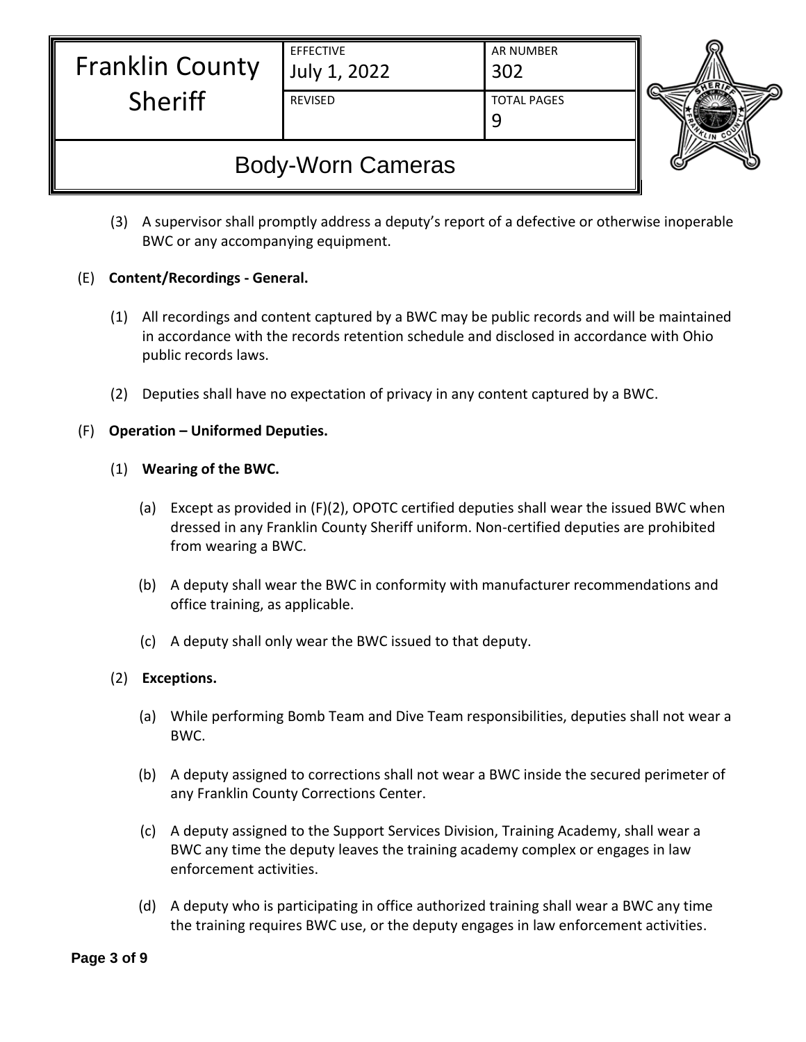(3) A supervisor shall promptly address a deputy's report of a defective or otherwise inoperable BWC or any accompanying equipment.

(E) **Content/Recordings - General.**

(1) All recordings and content captured by a BWC may be public records and will be maintained in accordance with the records retention schedule and disclosed in accordance with Ohio public records laws.

(2) Deputies shall have no expectation of privacy in any content captured by a BWC.

(F) **Operation – Uniformed Deputies.**

(1) **Wearing of the BWC.**

(a) Except as provided in (F)(2), OPOTC certified deputies shall wear the issued BWC when dressed in any Franklin County Sheriff uniform. Non-certified deputies are prohibited from wearing a BWC.

(b) A deputy shall wear the BWC in conformity with manufacturer recommendations and office training, as applicable.

(c) A deputy shall only wear the BWC issued to that deputy.

(2) **Exceptions.**

(a) While performing Bomb Team and Dive Team responsibilities, deputies shall not wear a BWC.

(b) A deputy assigned to corrections shall not wear a BWC inside the secured perimeter of any Franklin County Corrections Center.

(c) A deputy assigned to the Support Services Division, Training Academy, shall wear a BWC any time the deputy leaves the training academy complex or engages in law enforcement activities.

(d) A deputy who is participating in office authorized training shall wear a BWC any time the training requires BWC use, or the deputy engages in law enforcement activities.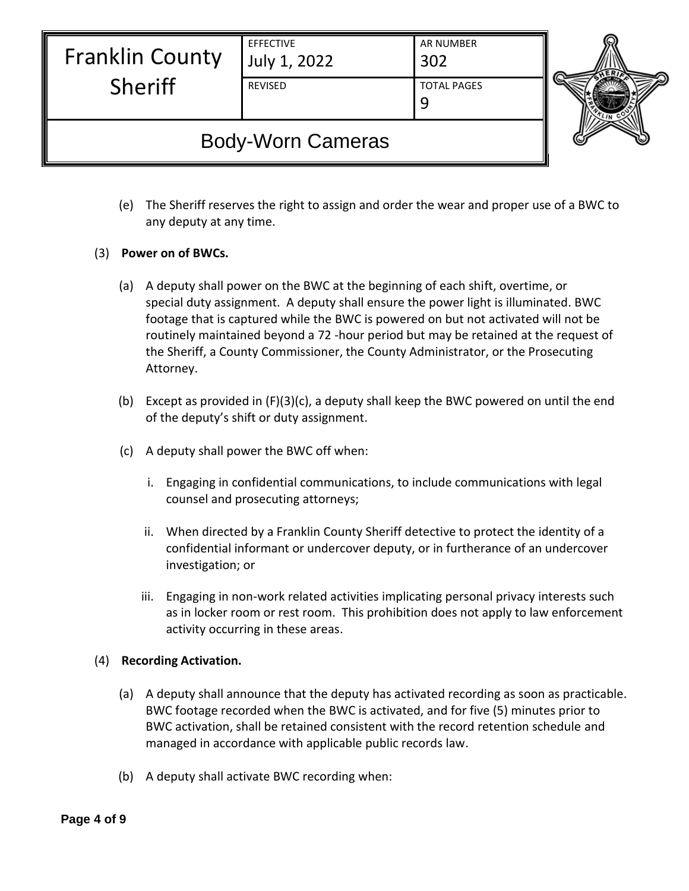(e) The Sheriff reserves the right to assign and order the wear and proper use of a BWC to any deputy at any time.

(3) **Power on of BWCs.**

(a) A deputy shall power on the BWC at the beginning of each shift, overtime, or special duty assignment. A deputy shall ensure the power light is illuminated. BWC footage that is captured while the BWC is powered on but not activated will not be routinely maintained beyond a 72 -hour period but may be retained at the request of the Sheriff, a County Commissioner, the County Administrator, or the Prosecuting Attorney.

(b) Except as provided in (F)(3)(c), a deputy shall keep the BWC powered on until the end of the deputy's shift or duty assignment.

(c) A deputy shall power the BWC off when:

i. Engaging in confidential communications, to include communications with legal counsel and prosecuting attorneys;

ii. When directed by a Franklin County Sheriff detective to protect the identity of a confidential informant or undercover deputy, or in furtherance of an undercover investigation; or

iii. Engaging in non-work related activities implicating personal privacy interests such as in locker room or rest room. This prohibition does not apply to law enforcement activity occurring in these areas.

(4) **Recording Activation.**

(a) A deputy shall announce that the deputy has activated recording as soon as practicable. BWC footage recorded when the BWC is activated, and for five (5) minutes prior to BWC activation, shall be retained consistent with the record retention schedule and managed in accordance with applicable public records law.

(b) A deputy shall activate BWC recording when: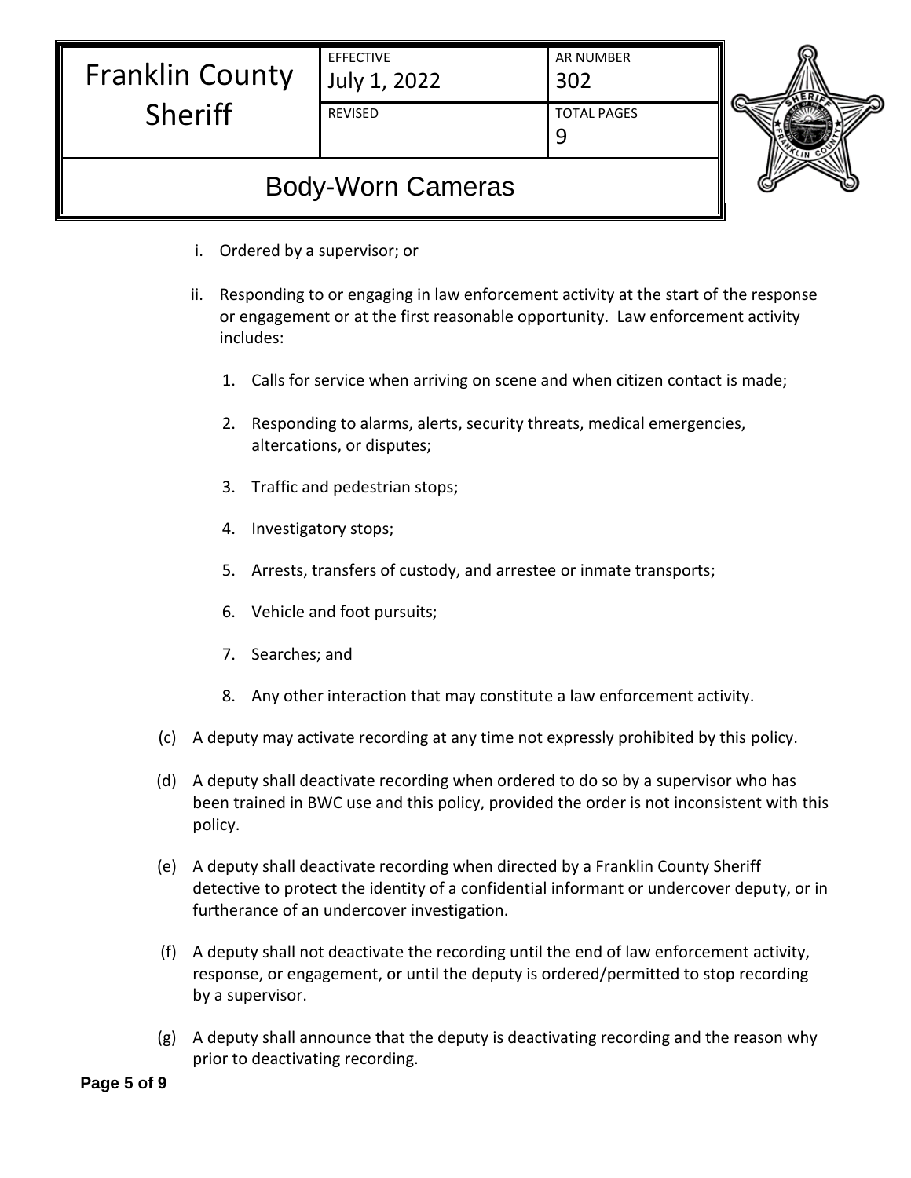i. Ordered by a supervisor; or

ii. Responding to or engaging in law enforcement activity at the start of the response or engagement or at the first reasonable opportunity. Law enforcement activity includes:

   1. Calls for service when arriving on scene and when citizen contact is made;

   2. Responding to alarms, alerts, security threats, medical emergencies, altercations, or disputes;

   3. Traffic and pedestrian stops;

   4. Investigatory stops;

   5. Arrests, transfers of custody, and arrestee or inmate transports;

   6. Vehicle and foot pursuits;

   7. Searches; and

   8. Any other interaction that may constitute a law enforcement activity.

(c) A deputy may activate recording at any time not expressly prohibited by this policy.

(d) A deputy shall deactivate recording when ordered to do so by a supervisor who has been trained in BWC use and this policy, provided the order is not inconsistent with this policy.

(e) A deputy shall deactivate recording when directed by a Franklin County Sheriff detective to protect the identity of a confidential informant or undercover deputy, or in furtherance of an undercover investigation.

(f) A deputy shall not deactivate the recording until the end of law enforcement activity, response, or engagement, or until the deputy is ordered/permitted to stop recording by a supervisor.

(g) A deputy shall announce that the deputy is deactivating recording and the reason why prior to deactivating recording.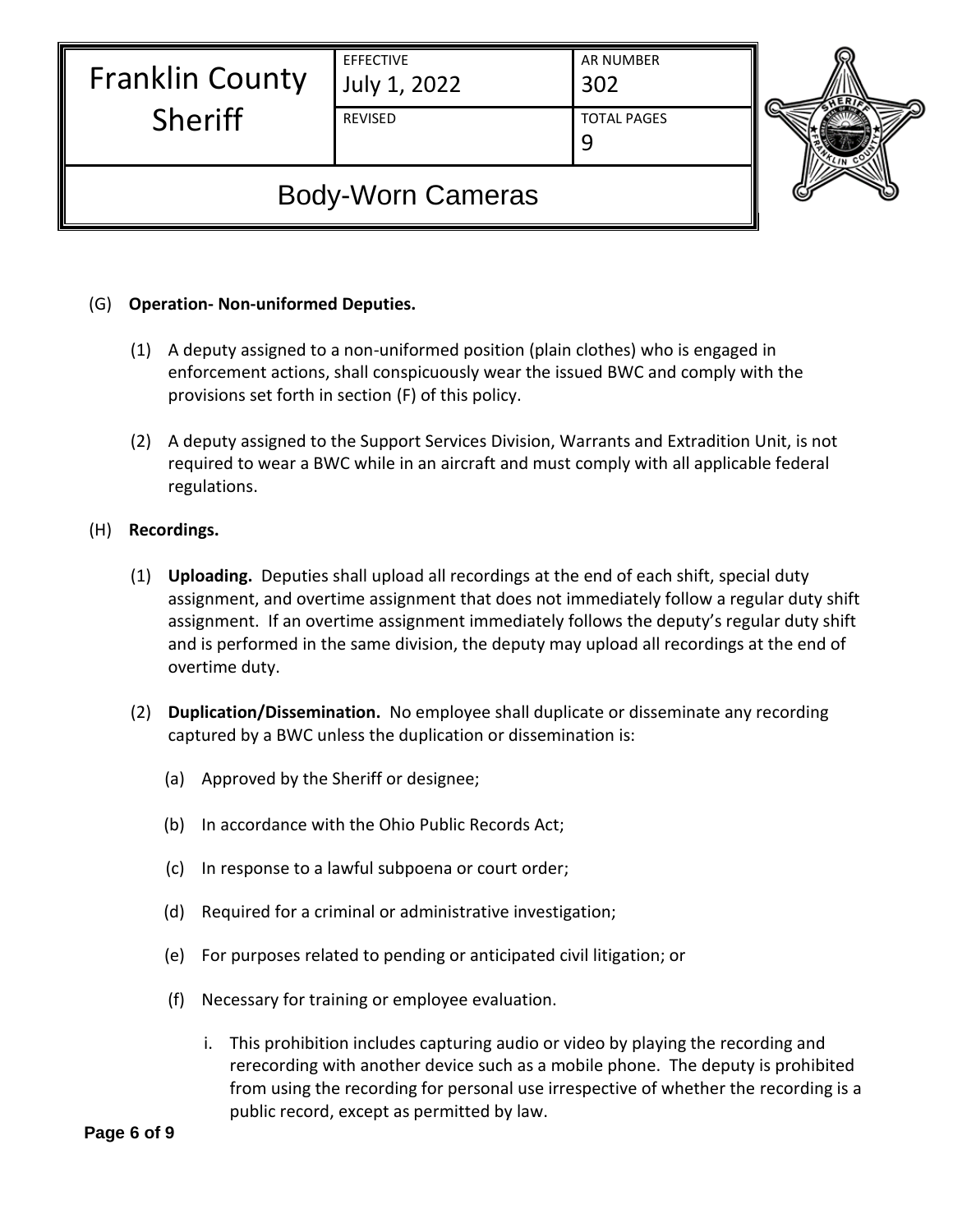(G) **Operation- Non-uniformed Deputies.**

(1) A deputy assigned to a non-uniformed position (plain clothes) who is engaged in enforcement actions, shall conspicuously wear the issued BWC and comply with the provisions set forth in section (F) of this policy.

(2) A deputy assigned to the Support Services Division, Warrants and Extradition Unit, is not required to wear a BWC while in an aircraft and must comply with all applicable federal regulations.

(H) **Recordings.**

(1) **Uploading.** Deputies shall upload all recordings at the end of each shift, special duty assignment, and overtime assignment that does not immediately follow a regular duty shift assignment. If an overtime assignment immediately follows the deputy's regular duty shift and is performed in the same division, the deputy may upload all recordings at the end of overtime duty.

(2) **Duplication/Dissemination.** No employee shall duplicate or disseminate any recording captured by a BWC unless the duplication or dissemination is:

(a) Approved by the Sheriff or designee;

(b) In accordance with the Ohio Public Records Act;

(c) In response to a lawful subpoena or court order;

(d) Required for a criminal or administrative investigation;

(e) For purposes related to pending or anticipated civil litigation; or

(f) Necessary for training or employee evaluation.

i. This prohibition includes capturing audio or video by playing the recording and rerecording with another device such as a mobile phone. The deputy is prohibited from using the recording for personal use irrespective of whether the recording is a public record, except as permitted by law.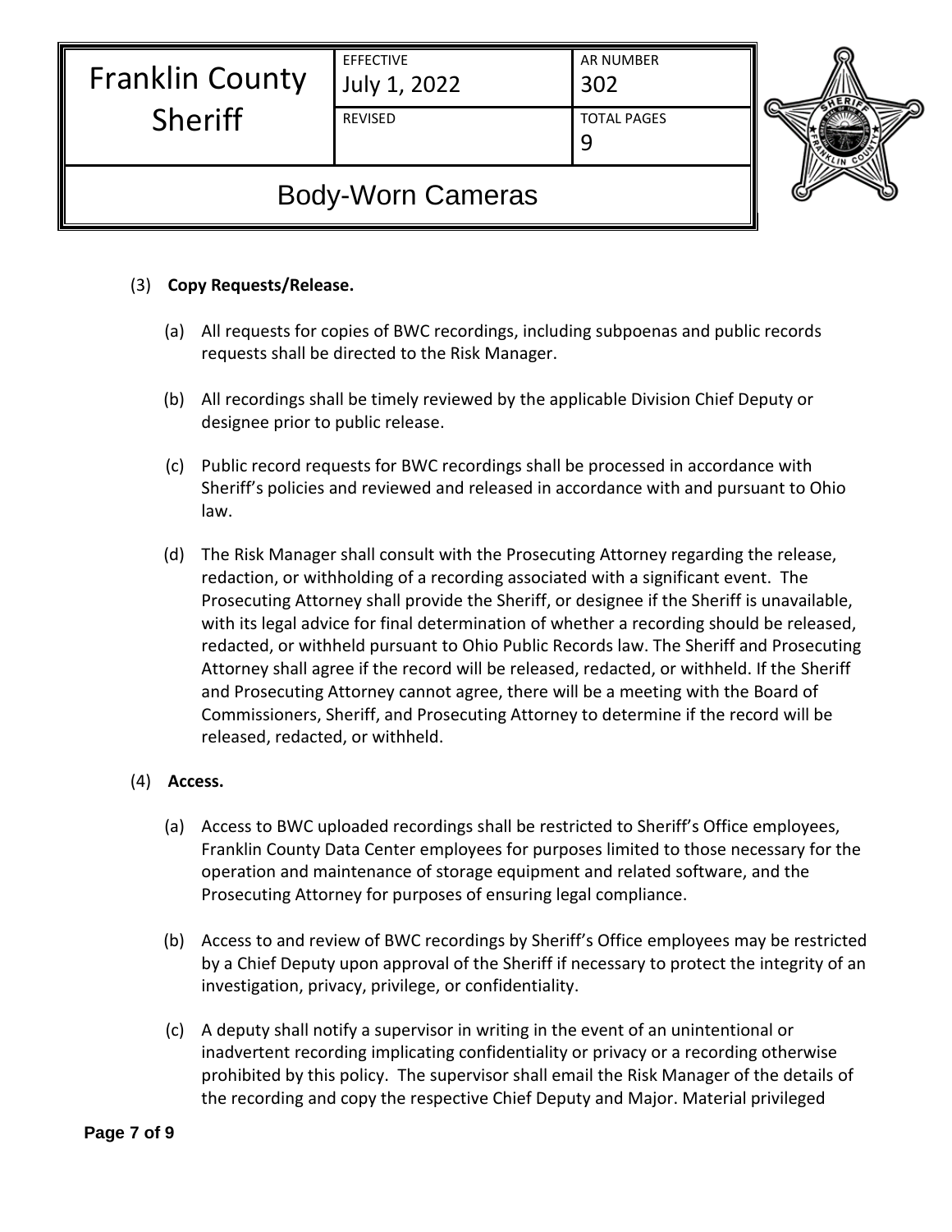(3) **Copy Requests/Release.**

(a) All requests for copies of BWC recordings, including subpoenas and public records requests shall be directed to the Risk Manager.

(b) All recordings shall be timely reviewed by the applicable Division Chief Deputy or designee prior to public release.

(c) Public record requests for BWC recordings shall be processed in accordance with Sheriff's policies and reviewed and released in accordance with and pursuant to Ohio law.

(d) The Risk Manager shall consult with the Prosecuting Attorney regarding the release, redaction, or withholding of a recording associated with a significant event. The Prosecuting Attorney shall provide the Sheriff, or designee if the Sheriff is unavailable, with its legal advice for final determination of whether a recording should be released, redacted, or withheld pursuant to Ohio Public Records law. The Sheriff and Prosecuting Attorney shall agree if the record will be released, redacted, or withheld. If the Sheriff and Prosecuting Attorney cannot agree, there will be a meeting with the Board of Commissioners, Sheriff, and Prosecuting Attorney to determine if the record will be released, redacted, or withheld.

(4) **Access.**

(a) Access to BWC uploaded recordings shall be restricted to Sheriff's Office employees, Franklin County Data Center employees for purposes limited to those necessary for the operation and maintenance of storage equipment and related software, and the Prosecuting Attorney for purposes of ensuring legal compliance.

(b) Access to and review of BWC recordings by Sheriff's Office employees may be restricted by a Chief Deputy upon approval of the Sheriff if necessary to protect the integrity of an investigation, privacy, privilege, or confidentiality.

(c) A deputy shall notify a supervisor in writing in the event of an unintentional or inadvertent recording implicating confidentiality or privacy or a recording otherwise prohibited by this policy. The supervisor shall email the Risk Manager of the details of the recording and copy the respective Chief Deputy and Major. Material privileged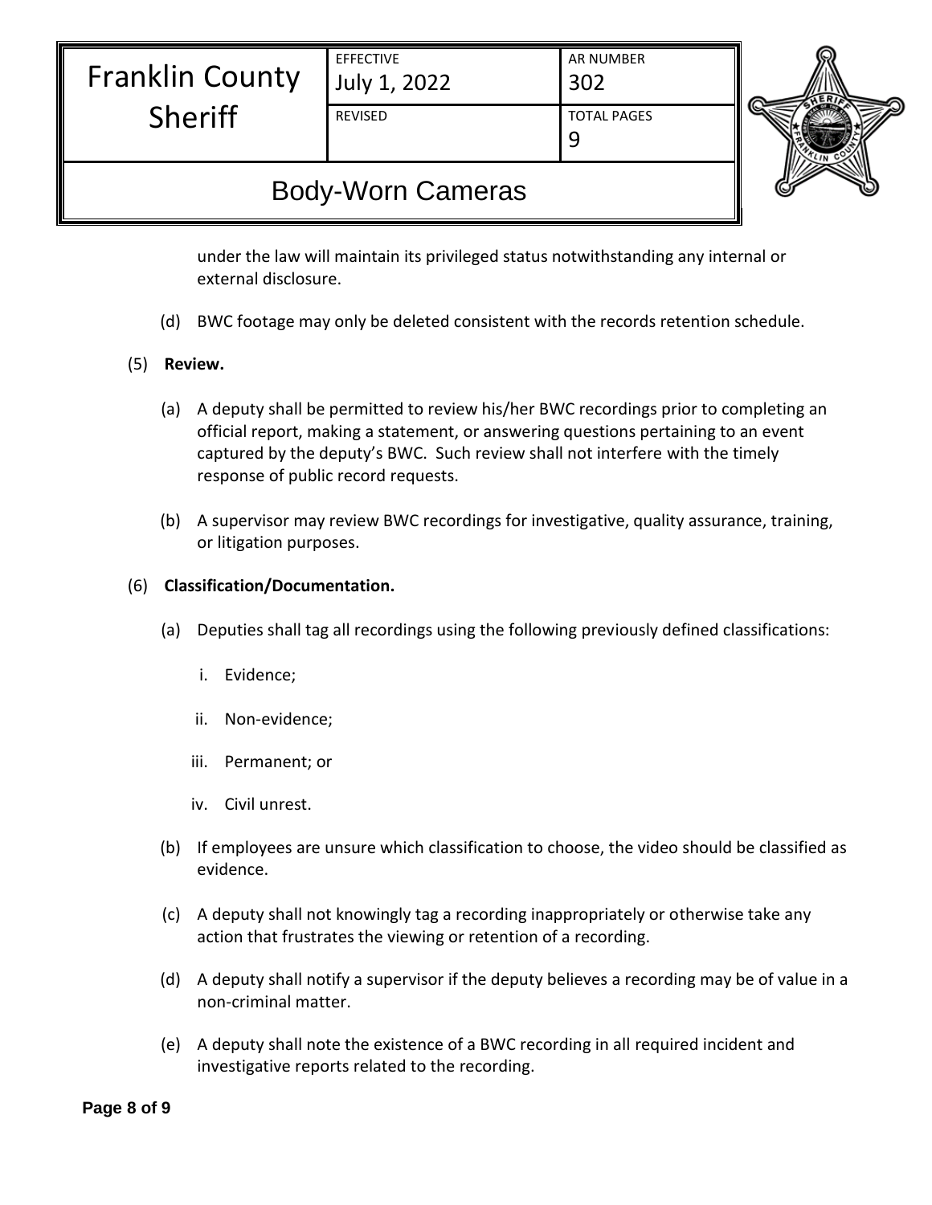under the law will maintain its privileged status notwithstanding any internal or external disclosure.

(d) BWC footage may only be deleted consistent with the records retention schedule.

(5) **Review.**

(a) A deputy shall be permitted to review his/her BWC recordings prior to completing an official report, making a statement, or answering questions pertaining to an event captured by the deputy's BWC. Such review shall not interfere with the timely response of public record requests.

(b) A supervisor may review BWC recordings for investigative, quality assurance, training, or litigation purposes.

(6) **Classification/Documentation.**

(a) Deputies shall tag all recordings using the following previously defined classifications:

i. Evidence;

ii. Non-evidence;

iii. Permanent; or

iv. Civil unrest.

(b) If employees are unsure which classification to choose, the video should be classified as evidence.

(c) A deputy shall not knowingly tag a recording inappropriately or otherwise take any action that frustrates the viewing or retention of a recording.

(d) A deputy shall notify a supervisor if the deputy believes a recording may be of value in a non-criminal matter.

(e) A deputy shall note the existence of a BWC recording in all required incident and investigative reports related to the recording.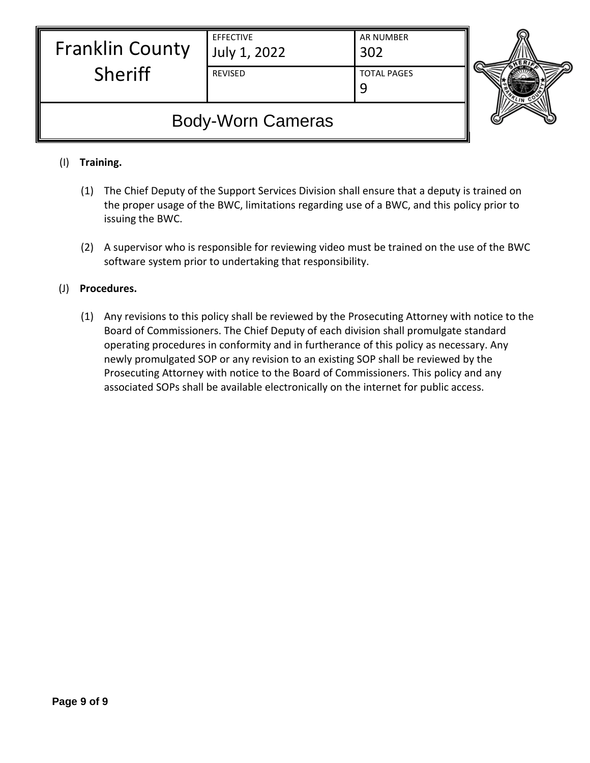(I) **Training.**

(1) The Chief Deputy of the Support Services Division shall ensure that a deputy is trained on the proper usage of the BWC, limitations regarding use of a BWC, and this policy prior to issuing the BWC.

(2) A supervisor who is responsible for reviewing video must be trained on the use of the BWC software system prior to undertaking that responsibility.

(J) **Procedures.**

(1) Any revisions to this policy shall be reviewed by the Prosecuting Attorney with notice to the Board of Commissioners. The Chief Deputy of each division shall promulgate standard operating procedures in conformity and in furtherance of this policy as necessary. Any newly promulgated SOP or any revision to an existing SOP shall be reviewed by the Prosecuting Attorney with notice to the Board of Commissioners. This policy and any associated SOPs shall be available electronically on the internet for public access.